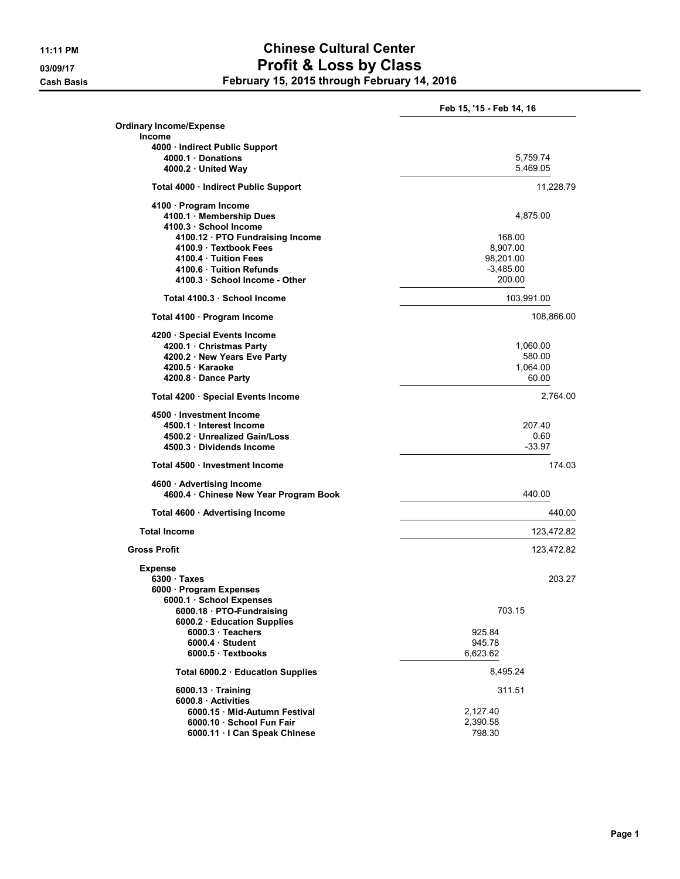# Chinese Cultural Center

## Profit & Loss by Class

### February 15, 2015 through February 14, 2016

11:11 PM
03/09/17
Cash Basis

| | Feb 15, '15 - Feb 14, 16 | | |
|---|---|---|---|
| **Ordinary Income/Expense** | | | |
| **Income** | | | |
| **4000 · Indirect Public Support** | | | |
| **4000.1 · Donations** | | | 5,759.74 |
| **4000.2 · United Way** | | | 5,469.05 |
| **Total 4000 · Indirect Public Support** | | | 11,228.79 |
| **4100 · Program Income** | | | |
| **4100.1 · Membership Dues** | | | 4,875.00 |
| **4100.3 · School Income** | | | |
| **4100.12 · PTO Fundraising Income** | | 168.00 | |
| **4100.9 · Textbook Fees** | | 8,907.00 | |
| **4100.4 · Tuition Fees** | | 98,201.00 | |
| **4100.6 · Tuition Refunds** | | -3,485.00 | |
| **4100.3 · School Income - Other** | | 200.00 | |
| **Total 4100.3 · School Income** | | | 103,991.00 |
| **Total 4100 · Program Income** | | | 108,866.00 |
| **4200 · Special Events Income** | | | |
| **4200.1 · Christmas Party** | | | 1,060.00 |
| **4200.2 · New Years Eve Party** | | | 580.00 |
| **4200.5 · Karaoke** | | | 1,064.00 |
| **4200.8 · Dance Party** | | | 60.00 |
| **Total 4200 · Special Events Income** | | | 2,764.00 |
| **4500 · Investment Income** | | | |
| **4500.1 · Interest Income** | | | 207.40 |
| **4500.2 · Unrealized Gain/Loss** | | | 0.60 |
| **4500.3 · Dividends Income** | | | -33.97 |
| **Total 4500 · Investment Income** | | | 174.03 |
| **4600 · Advertising Income** | | | |
| **4600.4 · Chinese New Year Program Book** | | | 440.00 |
| **Total 4600 · Advertising Income** | | | 440.00 |
| **Total Income** | | | 123,472.82 |
| **Gross Profit** | | | 123,472.82 |
| **Expense** | | | |
| **6300 · Taxes** | | | 203.27 |
| **6000 · Program Expenses** | | | |
| **6000.1 · School Expenses** | | | |
| **6000.18 · PTO-Fundraising** | | 703.15 | |
| **6000.2 · Education Supplies** | | | |
| **6000.3 · Teachers** | 925.84 | | |
| **6000.4 · Student** | 945.78 | | |
| **6000.5 · Textbooks** | 6,623.62 | | |
| **Total 6000.2 · Education Supplies** | | 8,495.24 | |
| **6000.13 · Training** | | 311.51 | |
| **6000.8 · Activities** | | | |
| **6000.15 · Mid-Autumn Festival** | 2,127.40 | | |
| **6000.10 · School Fun Fair** | 2,390.58 | | |
| **6000.11 · I Can Speak Chinese** | 798.30 | | |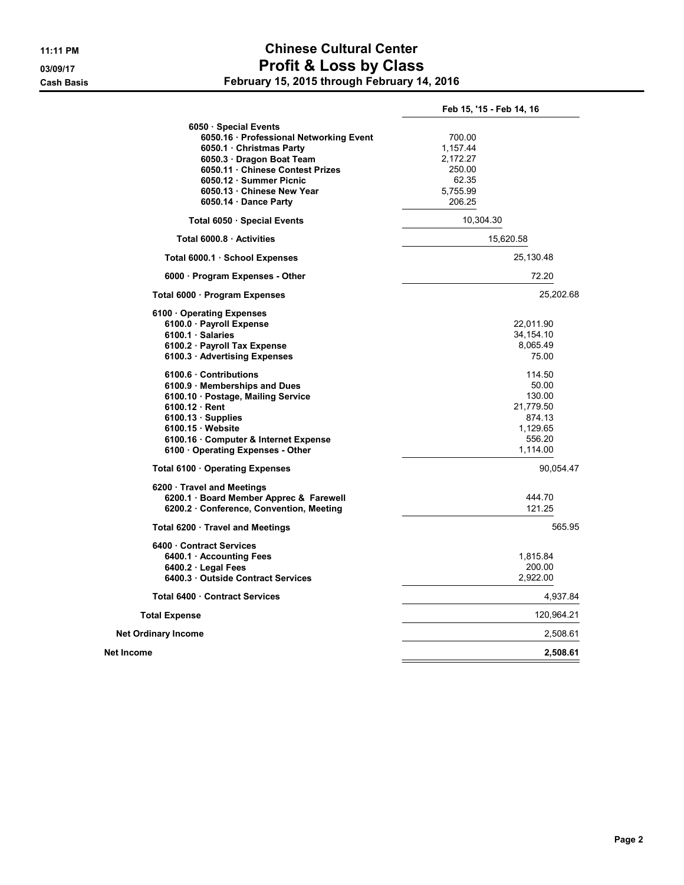# Chinese Cultural Center

## Profit & Loss by Class

### February 15, 2015 through February 14, 2016

11:11 PM
03/09/17
Cash Basis

| | Feb 15, '15 - Feb 14, 16 | | |
|---|---|---|---|
| 6050 · Special Events | | | |
| 6050.16 · Professional Networking Event | 700.00 | | |
| 6050.1 · Christmas Party | 1,157.44 | | |
| 6050.3 · Dragon Boat Team | 2,172.27 | | |
| 6050.11 · Chinese Contest Prizes | 250.00 | | |
| 6050.12 · Summer Picnic | 62.35 | | |
| 6050.13 · Chinese New Year | 5,755.99 | | |
| 6050.14 · Dance Party | 206.25 | | |
| Total 6050 · Special Events | 10,304.30 | | |
| Total 6000.8 · Activities | | 15,620.58 | |
| Total 6000.1 · School Expenses | | | 25,130.48 |
| 6000 · Program Expenses - Other | | | 72.20 |
| Total 6000 · Program Expenses | | | 25,202.68 |
| 6100 · Operating Expenses | | | |
| 6100.0 · Payroll Expense | | | 22,011.90 |
| 6100.1 · Salaries | | | 34,154.10 |
| 6100.2 · Payroll Tax Expense | | | 8,065.49 |
| 6100.3 · Advertising Expenses | | | 75.00 |
| 6100.6 · Contributions | | | 114.50 |
| 6100.9 · Memberships and Dues | | | 50.00 |
| 6100.10 · Postage, Mailing Service | | | 130.00 |
| 6100.12 · Rent | | | 21,779.50 |
| 6100.13 · Supplies | | | 874.13 |
| 6100.15 · Website | | | 1,129.65 |
| 6100.16 · Computer & Internet Expense | | | 556.20 |
| 6100 · Operating Expenses - Other | | | 1,114.00 |
| Total 6100 · Operating Expenses | | | 90,054.47 |
| 6200 · Travel and Meetings | | | |
| 6200.1 · Board Member Apprec & Farewell | | | 444.70 |
| 6200.2 · Conference, Convention, Meeting | | | 121.25 |
| Total 6200 · Travel and Meetings | | | 565.95 |
| 6400 · Contract Services | | | |
| 6400.1 · Accounting Fees | | | 1,815.84 |
| 6400.2 · Legal Fees | | | 200.00 |
| 6400.3 · Outside Contract Services | | | 2,922.00 |
| Total 6400 · Contract Services | | | 4,937.84 |
| Total Expense | | | 120,964.21 |
| Net Ordinary Income | | | 2,508.61 |
| **Net Income** | | | **2,508.61** |